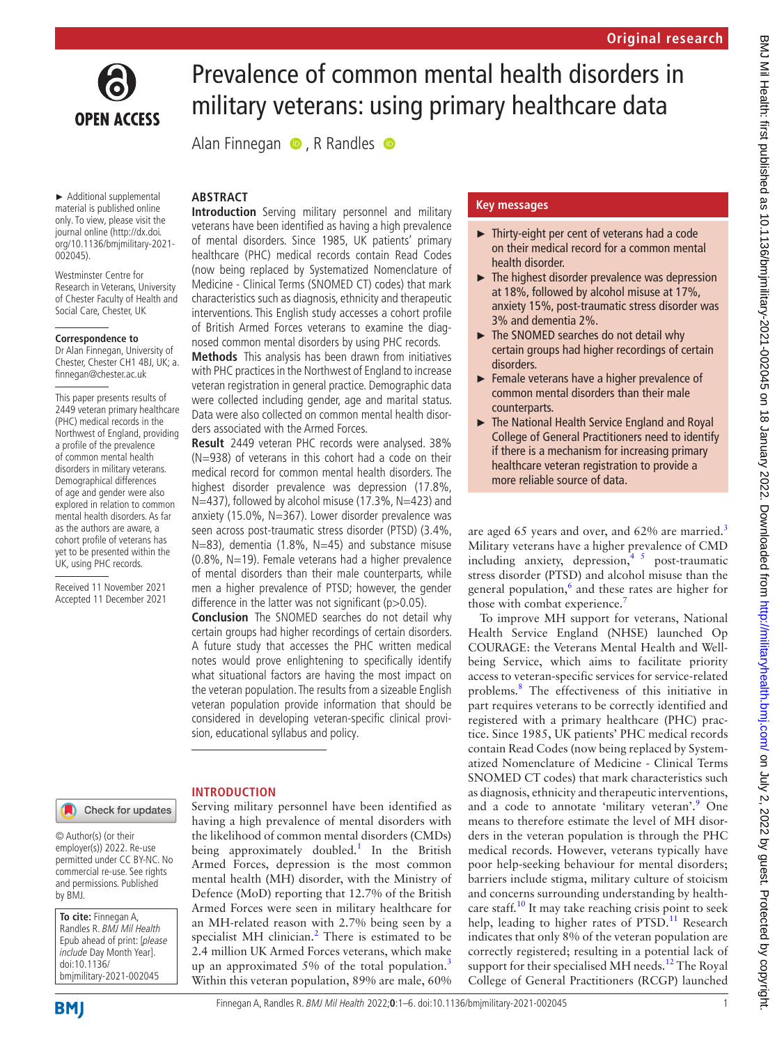# Prevalence of common mental health disorders in military veterans: using primary healthcare data

Alan Finnegan, R Randles

► Additional supplemental material is published online only. To view, please visit the journal online (http://dx.doi.org/10.1136/bmjmilitary-2021-002045).

Westminster Centre for Research in Veterans, University of Chester Faculty of Health and Social Care, Chester, UK

**Correspondence to**

Dr Alan Finnegan, University of Chester, Chester CH1 4BJ, UK; a.finnegan@chester.ac.uk

This paper presents results of 2449 veteran primary healthcare (PHC) medical records in the Northwest of England, providing a profile of the prevalence of common mental health disorders in military veterans. Demographical differences of age and gender were also explored in relation to common mental health disorders. As far as the authors are aware, a cohort profile of veterans has yet to be presented within the UK, using PHC records.

Received 11 November 2021
Accepted 11 December 2021

© Author(s) (or their employer(s)) 2022. Re-use permitted under CC BY-NC. No commercial re-use. See rights and permissions. Published by BMJ.

**To cite:** Finnegan A, Randles R. *BMJ Mil Health* Epub ahead of print: [*please include* Day Month Year]. doi:10.1136/bmjmilitary-2021-002045

## ABSTRACT

**Introduction** Serving military personnel and military veterans have been identified as having a high prevalence of mental disorders. Since 1985, UK patients' primary healthcare (PHC) medical records contain Read Codes (now being replaced by Systematized Nomenclature of Medicine - Clinical Terms (SNOMED CT) codes) that mark characteristics such as diagnosis, ethnicity and therapeutic interventions. This English study accesses a cohort profile of British Armed Forces veterans to examine the diagnosed common mental disorders by using PHC records.

**Methods** This analysis has been drawn from initiatives with PHC practices in the Northwest of England to increase veteran registration in general practice. Demographic data were collected including gender, age and marital status. Data were also collected on common mental health disorders associated with the Armed Forces.

**Result** 2449 veteran PHC records were analysed. 38% (N=938) of veterans in this cohort had a code on their medical record for common mental health disorders. The highest disorder prevalence was depression (17.8%, N=437), followed by alcohol misuse (17.3%, N=423) and anxiety (15.0%, N=367). Lower disorder prevalence was seen across post-traumatic stress disorder (PTSD) (3.4%, N=83), dementia (1.8%, N=45) and substance misuse (0.8%, N=19). Female veterans had a higher prevalence of mental disorders than their male counterparts, while men a higher prevalence of PTSD; however, the gender difference in the latter was not significant (p>0.05).

**Conclusion** The SNOMED searches do not detail why certain groups had higher recordings of certain disorders. A future study that accesses the PHC written medical notes would prove enlightening to specifically identify what situational factors are having the most impact on the veteran population. The results from a sizeable English veteran population provide information that should be considered in developing veteran-specific clinical provision, educational syllabus and policy.

## Key messages

- Thirty-eight per cent of veterans had a code on their medical record for a common mental health disorder.
- The highest disorder prevalence was depression at 18%, followed by alcohol misuse at 17%, anxiety 15%, post-traumatic stress disorder was 3% and dementia 2%.
- The SNOMED searches do not detail why certain groups had higher recordings of certain disorders.
- Female veterans have a higher prevalence of common mental disorders than their male counterparts.
- The National Health Service England and Royal College of General Practitioners need to identify if there is a mechanism for increasing primary healthcare veteran registration to provide a more reliable source of data.

## INTRODUCTION

Serving military personnel have been identified as having a high prevalence of mental disorders with the likelihood of common mental disorders (CMDs) being approximately doubled.[1] In the British Armed Forces, depression is the most common mental health (MH) disorder, with the Ministry of Defence (MoD) reporting that 12.7% of the British Armed Forces were seen in military healthcare for an MH-related reason with 2.7% being seen by a specialist MH clinician.[2] There is estimated to be 2.4 million UK Armed Forces veterans, which make up an approximated 5% of the total population.[3] Within this veteran population, 89% are male, 60% are aged 65 years and over, and 62% are married.[3] Military veterans have a higher prevalence of CMD including anxiety, depression,[4,5] post-traumatic stress disorder (PTSD) and alcohol misuse than the general population,[6] and these rates are higher for those with combat experience.[7]

To improve MH support for veterans, National Health Service England (NHSE) launched Op COURAGE: the Veterans Mental Health and Wellbeing Service, which aims to facilitate priority access to veteran-specific services for service-related problems.[8] The effectiveness of this initiative in part requires veterans to be correctly identified and registered with a primary healthcare (PHC) practice. Since 1985, UK patients' PHC medical records contain Read Codes (now being replaced by Systematized Nomenclature of Medicine - Clinical Terms SNOMED CT codes) that mark characteristics such as diagnosis, ethnicity and therapeutic interventions, and a code to annotate 'military veteran'.[9] One means to therefore estimate the level of MH disorders in the veteran population is through the PHC medical records. However, veterans typically have poor help-seeking behaviour for mental disorders; barriers include stigma, military culture of stoicism and concerns surrounding understanding by healthcare staff.[10] It may take reaching crisis point to seek help, leading to higher rates of PTSD.[11] Research indicates that only 8% of the veteran population are correctly registered; resulting in a potential lack of support for their specialised MH needs.[12] The Royal College of General Practitioners (RCGP) launched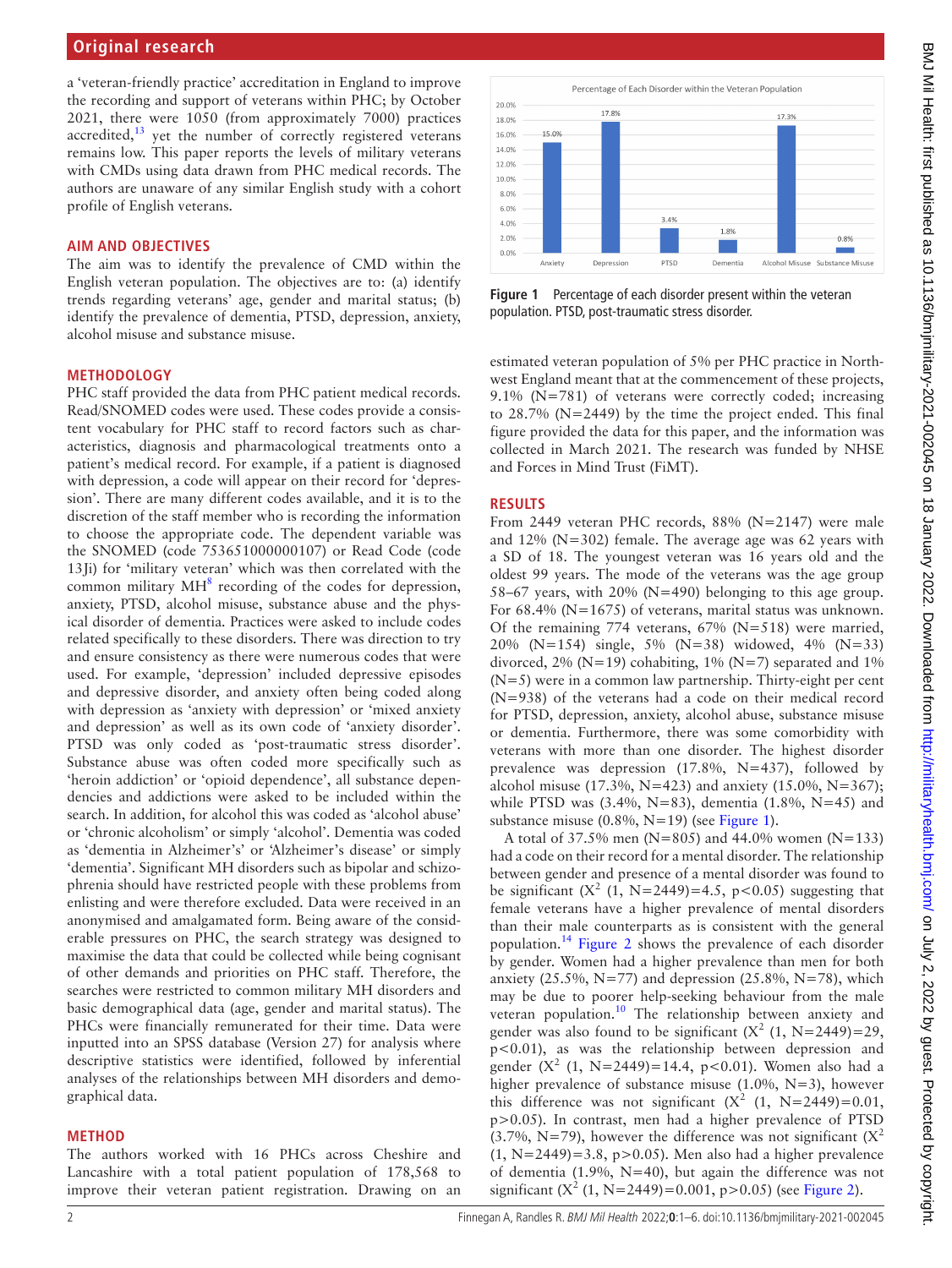a 'veteran-friendly practice' accreditation in England to improve the recording and support of veterans within PHC; by October 2021, there were 1050 (from approximately 7000) practices accredited,[13] yet the number of correctly registered veterans remains low. This paper reports the levels of military veterans with CMDs using data drawn from PHC medical records. The authors are unaware of any similar English study with a cohort profile of English veterans.

## AIM AND OBJECTIVES

The aim was to identify the prevalence of CMD within the English veteran population. The objectives are to: (a) identify trends regarding veterans' age, gender and marital status; (b) identify the prevalence of dementia, PTSD, depression, anxiety, alcohol misuse and substance misuse.

## METHODOLOGY

PHC staff provided the data from PHC patient medical records. Read/SNOMED codes were used. These codes provide a consistent vocabulary for PHC staff to record factors such as characteristics, diagnosis and pharmacological treatments onto a patient's medical record. For example, if a patient is diagnosed with depression, a code will appear on their record for 'depression'. There are many different codes available, and it is to the discretion of the staff member who is recording the information to choose the appropriate code. The dependent variable was the SNOMED (code 753651000000107) or Read Code (code 13Ji) for 'military veteran' which was then correlated with the common military MH[8] recording of the codes for depression, anxiety, PTSD, alcohol misuse, substance abuse and the physical disorder of dementia. Practices were asked to include codes related specifically to these disorders. There was direction to try and ensure consistency as there were numerous codes that were used. For example, 'depression' included depressive episodes and depressive disorder, and anxiety often being coded along with depression as 'anxiety with depression' or 'mixed anxiety and depression' as well as its own code of 'anxiety disorder'. PTSD was only coded as 'post-traumatic stress disorder'. Substance abuse was often coded more specifically such as 'heroin addiction' or 'opioid dependence', all substance dependencies and addictions were asked to be included within the search. In addition, for alcohol this was coded as 'alcohol abuse' or 'chronic alcoholism' or simply 'alcohol'. Dementia was coded as 'dementia in Alzheimer's' or 'Alzheimer's disease' or simply 'dementia'. Significant MH disorders such as bipolar and schizophrenia should have restricted people with these problems from enlisting and were therefore excluded. Data were received in an anonymised and amalgamated form. Being aware of the considerable pressures on PHC, the search strategy was designed to maximise the data that could be collected while being cognisant of other demands and priorities on PHC staff. Therefore, the searches were restricted to common military MH disorders and basic demographical data (age, gender and marital status). The PHCs were financially remunerated for their time. Data were inputted into an SPSS database (Version 27) for analysis where descriptive statistics were identified, followed by inferential analyses of the relationships between MH disorders and demographical data.

## METHOD

The authors worked with 16 PHCs across Cheshire and Lancashire with a total patient population of 178,568 to improve their veteran patient registration. Drawing on an estimated veteran population of 5% per PHC practice in Northwest England meant that at the commencement of these projects, 9.1% (N=781) of veterans were correctly coded; increasing to 28.7% (N=2449) by the time the project ended. This final figure provided the data for this paper, and the information was collected in March 2021. The research was funded by NHSE and Forces in Mind Trust (FiMT).

**Figure 1** Percentage of each disorder present within the veteran population. PTSD, post-traumatic stress disorder.

## RESULTS

From 2449 veteran PHC records, 88% (N=2147) were male and 12% (N=302) female. The average age was 62 years with a SD of 18. The youngest veteran was 16 years old and the oldest 99 years. The mode of the veterans was the age group 58–67 years, with 20% (N=490) belonging to this age group. For 68.4% (N=1675) of veterans, marital status was unknown. Of the remaining 774 veterans, 67% (N=518) were married, 20% (N=154) single, 5% (N=38) widowed, 4% (N=33) divorced, 2% (N=19) cohabiting, 1% (N=7) separated and 1% (N=5) were in a common law partnership. Thirty-eight per cent (N=938) of the veterans had a code on their medical record for PTSD, depression, anxiety, alcohol abuse, substance misuse or dementia. Furthermore, there was some comorbidity with veterans with more than one disorder. The highest disorder prevalence was depression (17.8%, N=437), followed by alcohol misuse (17.3%, N=423) and anxiety (15.0%, N=367); while PTSD was (3.4%, N=83), dementia (1.8%, N=45) and substance misuse (0.8%, N=19) (see Figure 1).

A total of 37.5% men (N=805) and 44.0% women (N=133) had a code on their record for a mental disorder. The relationship between gender and presence of a mental disorder was found to be significant ($X^2$ (1, N=2449)=4.5, $p<0.05$) suggesting that female veterans have a higher prevalence of mental disorders than their male counterparts as is consistent with the general population.[14] Figure 2 shows the prevalence of each disorder by gender. Women had a higher prevalence than men for both anxiety (25.5%, N=77) and depression (25.8%, N=78), which may be due to poorer help-seeking behaviour from the male veteran population.[10] The relationship between anxiety and gender was also found to be significant ($X^2$ (1, N=2449)=29, $p<0.01$), as was the relationship between depression and gender ($X^2$ (1, N=2449)=14.4, $p<0.01$). Women also had a higher prevalence of substance misuse (1.0%, N=3), however this difference was not significant ($X^2$ (1, N=2449)=0.01, $p>0.05$). In contrast, men had a higher prevalence of PTSD (3.7%, N=79), however the difference was not significant ($X^2$ (1, N=2449)=3.8, $p>0.05$). Men also had a higher prevalence of dementia (1.9%, N=40), but again the difference was not significant ($X^2$ (1, N=2449)=0.001, $p>0.05$) (see Figure 2).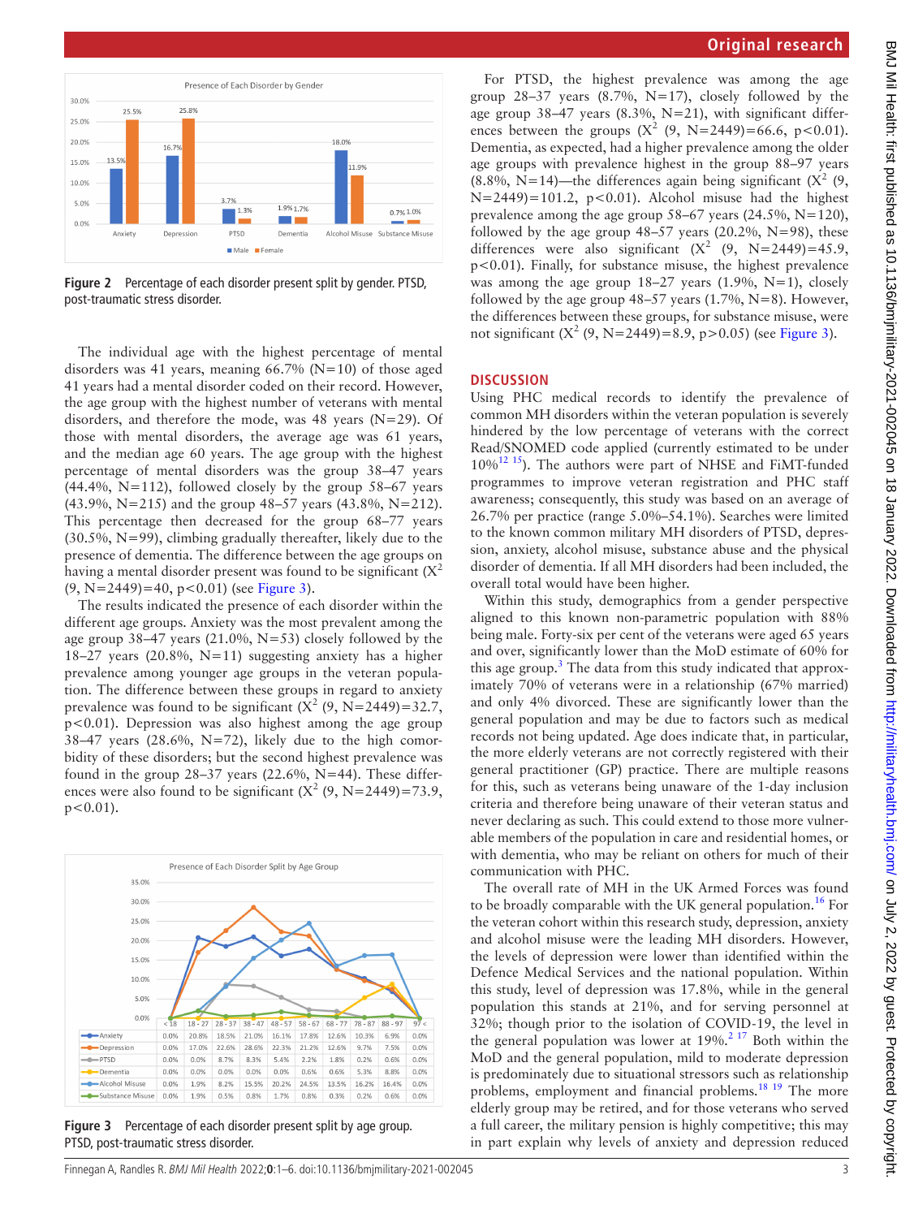Figure 2 Percentage of each disorder present split by gender. PTSD, post-traumatic stress disorder.

The individual age with the highest percentage of mental disorders was 41 years, meaning 66.7% (N=10) of those aged 41 years had a mental disorder coded on their record. However, the age group with the highest number of veterans with mental disorders, and therefore the mode, was 48 years (N=29). Of those with mental disorders, the average age was 61 years, and the median age 60 years. The age group with the highest percentage of mental disorders was the group 38–47 years (44.4%, N=112), followed closely by the group 58–67 years (43.9%, N=215) and the group 48–57 years (43.8%, N=212). This percentage then decreased for the group 68–77 years (30.5%, N=99), climbing gradually thereafter, likely due to the presence of dementia. The difference between the age groups on having a mental disorder present was found to be significant ($X^2$ (9, N=2449)=40, p<0.01) (see Figure 3).

The results indicated the presence of each disorder within the different age groups. Anxiety was the most prevalent among the age group 38–47 years (21.0%, N=53) closely followed by the 18–27 years (20.8%, N=11) suggesting anxiety has a higher prevalence among younger age groups in the veteran population. The difference between these groups in regard to anxiety prevalence was found to be significant ($X^2$ (9, N=2449)=32.7, p<0.01). Depression was also highest among the age group 38–47 years (28.6%, N=72), likely due to the high comorbidity of these disorders; but the second highest prevalence was found in the group 28–37 years (22.6%, N=44). These differences were also found to be significant ($X^2$ (9, N=2449)=73.9, p<0.01).

Figure 3 Percentage of each disorder present split by age group. PTSD, post-traumatic stress disorder.

For PTSD, the highest prevalence was among the age group 28–37 years (8.7%, N=17), closely followed by the age group 38–47 years (8.3%, N=21), with significant differences between the groups ($X^2$ (9, N=2449)=66.6, p<0.01). Dementia, as expected, had a higher prevalence among the older age groups with prevalence highest in the group 88–97 years (8.8%, N=14)—the differences again being significant ($X^2$ (9, N=2449)=101.2, p<0.01). Alcohol misuse had the highest prevalence among the age group 58–67 years (24.5%, N=120), followed by the age group 48–57 years (20.2%, N=98), these differences were also significant ($X^2$ (9, N=2449)=45.9, p<0.01). Finally, for substance misuse, the highest prevalence was among the age group 18–27 years (1.9%, N=1), closely followed by the age group 48–57 years (1.7%, N=8). However, the differences between these groups, for substance misuse, were not significant ($X^2$ (9, N=2449)=8.9, p>0.05) (see Figure 3).

## DISCUSSION

Using PHC medical records to identify the prevalence of common MH disorders within the veteran population is severely hindered by the low percentage of veterans with the correct Read/SNOMED code applied (currently estimated to be under 10%[12,15]). The authors were part of NHSE and FiMT-funded programmes to improve veteran registration and PHC staff awareness; consequently, this study was based on an average of 26.7% per practice (range 5.0%–54.1%). Searches were limited to the known common military MH disorders of PTSD, depression, anxiety, alcohol misuse, substance abuse and the physical disorder of dementia. If all MH disorders had been included, the overall total would have been higher.

Within this study, demographics from a gender perspective aligned to this known non-parametric population with 88% being male. Forty-six per cent of the veterans were aged 65 years and over, significantly lower than the MoD estimate of 60% for this age group.[3] The data from this study indicated that approximately 70% of veterans were in a relationship (67% married) and only 4% divorced. These are significantly lower than the general population and may be due to factors such as medical records not being updated. Age does indicate that, in particular, the more elderly veterans are not correctly registered with their general practitioner (GP) practice. There are multiple reasons for this, such as veterans being unaware of the 1-day inclusion criteria and therefore being unaware of their veteran status and never declaring as such. This could extend to those more vulnerable members of the population in care and residential homes, or with dementia, who may be reliant on others for much of their communication with PHC.

The overall rate of MH in the UK Armed Forces was found to be broadly comparable with the UK general population.[16] For the veteran cohort within this research study, depression, anxiety and alcohol misuse were the leading MH disorders. However, the levels of depression were lower than identified within the Defence Medical Services and the national population. Within this study, level of depression was 17.8%, while in the general population this stands at 21%, and for serving personnel at 32%; though prior to the isolation of COVID-19, the level in the general population was lower at 19%.[2,17] Both within the MoD and the general population, mild to moderate depression is predominately due to situational stressors such as relationship problems, employment and financial problems.[18,19] The more elderly group may be retired, and for those veterans who served a full career, the military pension is highly competitive; this may in part explain why levels of anxiety and depression reduced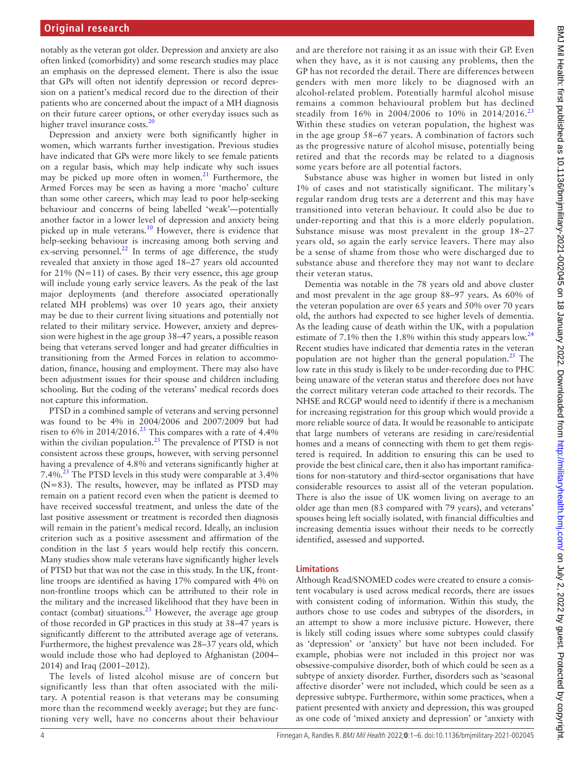notably as the veteran got older. Depression and anxiety are also often linked (comorbidity) and some research studies may place an emphasis on the depressed element. There is also the issue that GPs will often not identify depression or record depression on a patient's medical record due to the direction of their patients who are concerned about the impact of a MH diagnosis on their future career options, or other everyday issues such as higher travel insurance costs.[20]

Depression and anxiety were both significantly higher in women, which warrants further investigation. Previous studies have indicated that GPs were more likely to see female patients on a regular basis, which may help indicate why such issues may be picked up more often in women.[21] Furthermore, the Armed Forces may be seen as having a more 'macho' culture than some other careers, which may lead to poor help-seeking behaviour and concerns of being labelled 'weak'—potentially another factor in a lower level of depression and anxiety being picked up in male veterans.[10] However, there is evidence that help-seeking behaviour is increasing among both serving and ex-serving personnel.[22] In terms of age difference, the study revealed that anxiety in those aged 18–27 years old accounted for 21% (N=11) of cases. By their very essence, this age group will include young early service leavers. As the peak of the last major deployments (and therefore associated operationally related MH problems) was over 10 years ago, their anxiety may be due to their current living situations and potentially not related to their military service. However, anxiety and depression were highest in the age group 38–47 years, a possible reason being that veterans served longer and had greater difficulties in transitioning from the Armed Forces in relation to accommodation, finance, housing and employment. There may also have been adjustment issues for their spouse and children including schooling. But the coding of the veterans' medical records does not capture this information.

PTSD in a combined sample of veterans and serving personnel was found to be 4% in 2004/2006 and 2007/2009 but had risen to 6% in 2014/2016.[23] This compares with a rate of 4.4% within the civilian population.[23] The prevalence of PTSD is not consistent across these groups, however, with serving personnel having a prevalence of 4.8% and veterans significantly higher at 7.4%.[23] The PTSD levels in this study were comparable at 3.4% (N=83). The results, however, may be inflated as PTSD may remain on a patient record even when the patient is deemed to have received successful treatment, and unless the date of the last positive assessment or treatment is recorded then diagnosis will remain in the patient's medical record. Ideally, an inclusion criterion such as a positive assessment and affirmation of the condition in the last 5 years would help rectify this concern. Many studies show male veterans have significantly higher levels of PTSD but that was not the case in this study. In the UK, front-line troops are identified as having 17% compared with 4% on non-frontline troops which can be attributed to their role in the military and the increased likelihood that they have been in contact (combat) situations.[23] However, the average age group of those recorded in GP practices in this study at 38–47 years is significantly different to the attributed average age of veterans. Furthermore, the highest prevalence was 28–37 years old, which would include those who had deployed to Afghanistan (2004–2014) and Iraq (2001–2012).

The levels of listed alcohol misuse are of concern but significantly less than that often associated with the military. A potential reason is that veterans may be consuming more than the recommend weekly average; but they are functioning very well, have no concerns about their behaviour and are therefore not raising it as an issue with their GP. Even when they have, as it is not causing any problems, then the GP has not recorded the detail. There are differences between genders with men more likely to be diagnosed with an alcohol-related problem. Potentially harmful alcohol misuse remains a common behavioural problem but has declined steadily from 16% in 2004/2006 to 10% in 2014/2016.[23] Within these studies on veteran population, the highest was in the age group 58–67 years. A combination of factors such as the progressive nature of alcohol misuse, potentially being retired and that the records may be related to a diagnosis some years before are all potential factors.

Substance abuse was higher in women but listed in only 1% of cases and not statistically significant. The military's regular random drug tests are a deterrent and this may have transitioned into veteran behaviour. It could also be due to under-reporting and that this is a more elderly population. Substance misuse was most prevalent in the group 18–27 years old, so again the early service leavers. There may also be a sense of shame from those who were discharged due to substance abuse and therefore they may not want to declare their veteran status.

Dementia was notable in the 78 years old and above cluster and most prevalent in the age group 88–97 years. As 60% of the veteran population are over 65 years and 50% over 70 years old, the authors had expected to see higher levels of dementia. As the leading cause of death within the UK, with a population estimate of 7.1% then the 1.8% within this study appears low.[24] Recent studies have indicated that dementia rates in the veteran population are not higher than the general population.[25] The low rate in this study is likely to be under-recording due to PHC being unaware of the veteran status and therefore does not have the correct military veteran code attached to their records. The NHSE and RCGP would need to identify if there is a mechanism for increasing registration for this group which would provide a more reliable source of data. It would be reasonable to anticipate that large numbers of veterans are residing in care/residential homes and a means of connecting with them to get them registered is required. In addition to ensuring this can be used to provide the best clinical care, then it also has important ramifications for non-statutory and third-sector organisations that have considerable resources to assist all of the veteran population. There is also the issue of UK women living on average to an older age than men (83 compared with 79 years), and veterans' spouses being left socially isolated, with financial difficulties and increasing dementia issues without their needs to be correctly identified, assessed and supported.

## Limitations

Although Read/SNOMED codes were created to ensure a consistent vocabulary is used across medical records, there are issues with consistent coding of information. Within this study, the authors chose to use codes and subtypes of the disorders, in an attempt to show a more inclusive picture. However, there is likely still coding issues where some subtypes could classify as 'depression' or 'anxiety' but have not been included. For example, phobias were not included in this project nor was obsessive-compulsive disorder, both of which could be seen as a subtype of anxiety disorder. Further, disorders such as 'seasonal affective disorder' were not included, which could be seen as a depressive subtype. Furthermore, within some practices, when a patient presented with anxiety and depression, this was grouped as one code of 'mixed anxiety and depression' or 'anxiety with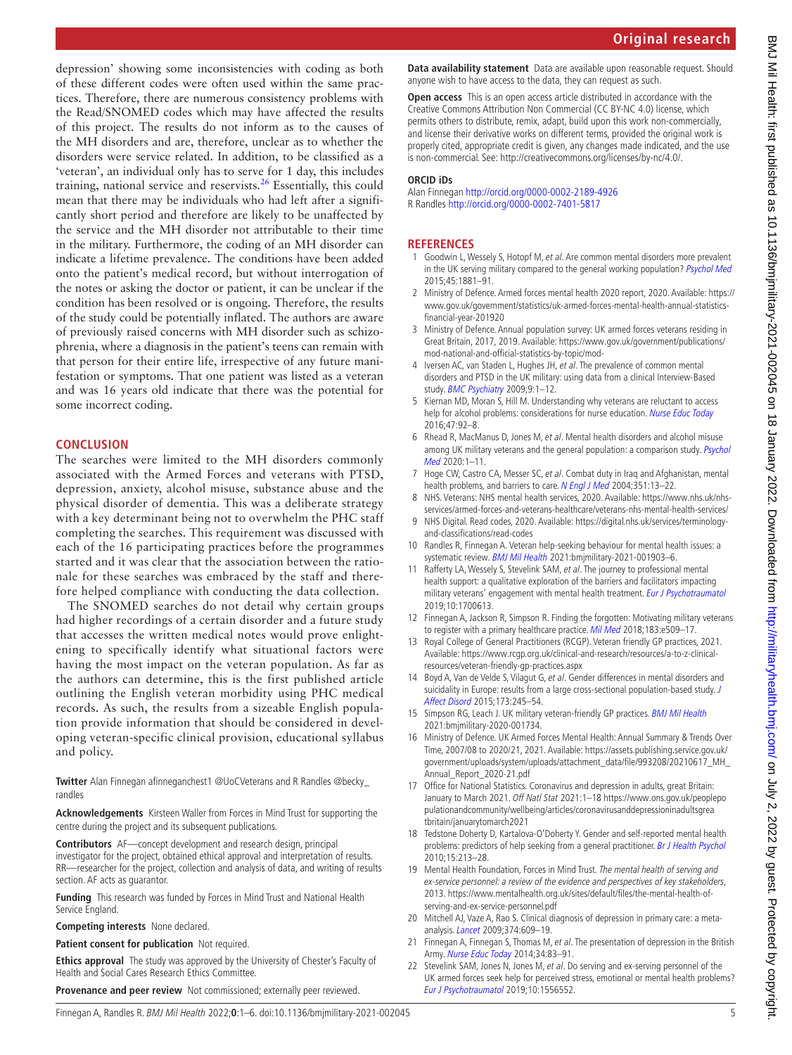depression' showing some inconsistencies with coding as both of these different codes were often used within the same practices. Therefore, there are numerous consistency problems with the Read/SNOMED codes which may have affected the results of this project. The results do not inform as to the causes of the MH disorders and are, therefore, unclear as to whether the disorders were service related. In addition, to be classified as a 'veteran', an individual only has to serve for 1 day, this includes training, national service and reservists.[26] Essentially, this could mean that there may be individuals who had left after a significantly short period and therefore are likely to be unaffected by the service and the MH disorder not attributable to their time in the military. Furthermore, the coding of an MH disorder can indicate a lifetime prevalence. The conditions have been added onto the patient's medical record, but without interrogation of the notes or asking the doctor or patient, it can be unclear if the condition has been resolved or is ongoing. Therefore, the results of the study could be potentially inflated. The authors are aware of previously raised concerns with MH disorder such as schizophrenia, where a diagnosis in the patient's teens can remain with that person for their entire life, irrespective of any future manifestation or symptoms. That one patient was listed as a veteran and was 16 years old indicate that there was the potential for some incorrect coding.

## CONCLUSION

The searches were limited to the MH disorders commonly associated with the Armed Forces and veterans with PTSD, depression, anxiety, alcohol misuse, substance abuse and the physical disorder of dementia. This was a deliberate strategy with a key determinant being not to overwhelm the PHC staff completing the searches. This requirement was discussed with each of the 16 participating practices before the programmes started and it was clear that the association between the rationale for these searches was embraced by the staff and therefore helped compliance with conducting the data collection.

The SNOMED searches do not detail why certain groups had higher recordings of a certain disorder and a future study that accesses the written medical notes would prove enlightening to specifically identify what situational factors were having the most impact on the veteran population. As far as the authors can determine, this is the first published article outlining the English veteran morbidity using PHC medical records. As such, the results from a sizeable English population provide information that should be considered in developing veteran-specific clinical provision, educational syllabus and policy.

**Twitter** Alan Finnegan afinneganchest1 @UoCVeterans and R Randles @becky_randles

**Acknowledgements** Kirsteen Waller from Forces in Mind Trust for supporting the centre during the project and its subsequent publications.

**Contributors** AF—concept development and research design, principal investigator for the project, obtained ethical approval and interpretation of results. RR—researcher for the project, collection and analysis of data, and writing of results section. AF acts as guarantor.

**Funding** This research was funded by Forces in Mind Trust and National Health Service England.

**Competing interests** None declared.

**Patient consent for publication** Not required.

**Ethics approval** The study was approved by the University of Chester's Faculty of Health and Social Cares Research Ethics Committee.

**Provenance and peer review** Not commissioned; externally peer reviewed.

**Data availability statement** Data are available upon reasonable request. Should anyone wish to have access to the data, they can request as such.

**Open access** This is an open access article distributed in accordance with the Creative Commons Attribution Non Commercial (CC BY-NC 4.0) license, which permits others to distribute, remix, adapt, build upon this work non-commercially, and license their derivative works on different terms, provided the original work is properly cited, appropriate credit is given, any changes made indicated, and the use is non-commercial. See: http://creativecommons.org/licenses/by-nc/4.0/.

### ORCID iDs

Alan Finnegan http://orcid.org/0000-0002-2189-4926
R Randles http://orcid.org/0000-0002-7401-5817

## REFERENCES

1. Goodwin L, Wessely S, Hotopf M, *et al*. Are common mental disorders more prevalent in the UK serving military compared to the general working population? *Psychol Med* 2015;45:1881–91.
2. Ministry of Defence. Armed forces mental health 2020 report, 2020. Available: https://www.gov.uk/government/statistics/uk-armed-forces-mental-health-annual-statistics-financial-year-201920
3. Ministry of Defence. Annual population survey: UK armed forces veterans residing in Great Britain, 2017, 2019. Available: https://www.gov.uk/government/publications/mod-national-and-official-statistics-by-topic/mod-
4. Iversen AC, van Staden L, Hughes JH, *et al*. The prevalence of common mental disorders and PTSD in the UK military: using data from a clinical Interview-Based study. *BMC Psychiatry* 2009;9:1–12.
5. Kiernan MD, Moran S, Hill M. Understanding why veterans are reluctant to access help for alcohol problems: considerations for nurse education. *Nurse Educ Today* 2016;47:92–8.
6. Rhead R, MacManus D, Jones M, *et al*. Mental health disorders and alcohol misuse among UK military veterans and the general population: a comparison study. *Psychol Med* 2020:1–11.
7. Hoge CW, Castro CA, Messer SC, *et al*. Combat duty in Iraq and Afghanistan, mental health problems, and barriers to care. *N Engl J Med* 2004;351:13–22.
8. NHS. Veterans: NHS mental health services, 2020. Available: https://www.nhs.uk/nhs-services/armed-forces-and-veterans-healthcare/veterans-nhs-mental-health-services/
9. NHS Digital. Read codes, 2020. Available: https://digital.nhs.uk/services/terminology-and-classifications/read-codes
10. Randles R, Finnegan A. Veteran help-seeking behaviour for mental health issues: a systematic review. *BMJ Mil Health* 2021:bmjmilitary-2021-001903–6.
11. Rafferty LA, Wessely S, Stevelink SAM, *et al*. The journey to professional mental health support: a qualitative exploration of the barriers and facilitators impacting military veterans' engagement with mental health treatment. *Eur J Psychotraumatol* 2019;10:1700613.
12. Finnegan A, Jackson R, Simpson R. Finding the forgotten: Motivating military veterans to register with a primary healthcare practice. *Mil Med* 2018;183:e509–17.
13. Royal College of General Practitioners (RCGP). Veteran friendly GP practices, 2021. Available: https://www.rcgp.org.uk/clinical-and-research/resources/a-to-z-clinical-resources/veteran-friendly-gp-practices.aspx
14. Boyd A, Van de Velde S, Vilagut G, *et al*. Gender differences in mental disorders and suicidality in Europe: results from a large cross-sectional population-based study. *J Affect Disord* 2015;173:245–54.
15. Simpson RG, Leach J. UK military veteran-friendly GP practices. *BMJ Mil Health* 2021:bmjmilitary-2020-001734.
16. Ministry of Defence. UK Armed Forces Mental Health: Annual Summary & Trends Over Time, 2007/08 to 2020/21, 2021. Available: https://assets.publishing.service.gov.uk/government/uploads/system/uploads/attachment_data/file/993208/20210617_MH_Annual_Report_2020-21.pdf
17. Office for National Statistics. Coronavirus and depression in adults, great Britain: January to March 2021. *Off Natl Stat* 2021:1–18 https://www.ons.gov.uk/peoplepopulationandcommunity/wellbeing/articles/coronavirusanddepressioninadultsgreatbritain/januarytomarch2021
18. Tedstone Doherty D, Kartalova-O'Doherty Y. Gender and self-reported mental health problems: predictors of help seeking from a general practitioner. *Br J Health Psychol* 2010;15:213–28.
19. Mental Health Foundation, Forces in Mind Trust. *The mental health of serving and ex-service personnel: a review of the evidence and perspectives of key stakeholders*, 2013. https://www.mentalhealth.org.uk/sites/default/files/the-mental-health-of-serving-and-ex-service-personnel.pdf
20. Mitchell AJ, Vaze A, Rao S. Clinical diagnosis of depression in primary care: a meta-analysis. *Lancet* 2009;374:609–19.
21. Finnegan A, Finnegan S, Thomas M, *et al*. The presentation of depression in the British Army. *Nurse Educ Today* 2014;34:83–91.
22. Stevelink SAM, Jones N, Jones M, *et al*. Do serving and ex-serving personnel of the UK armed forces seek help for perceived stress, emotional or mental health problems? *Eur J Psychotraumatol* 2019;10:1556552.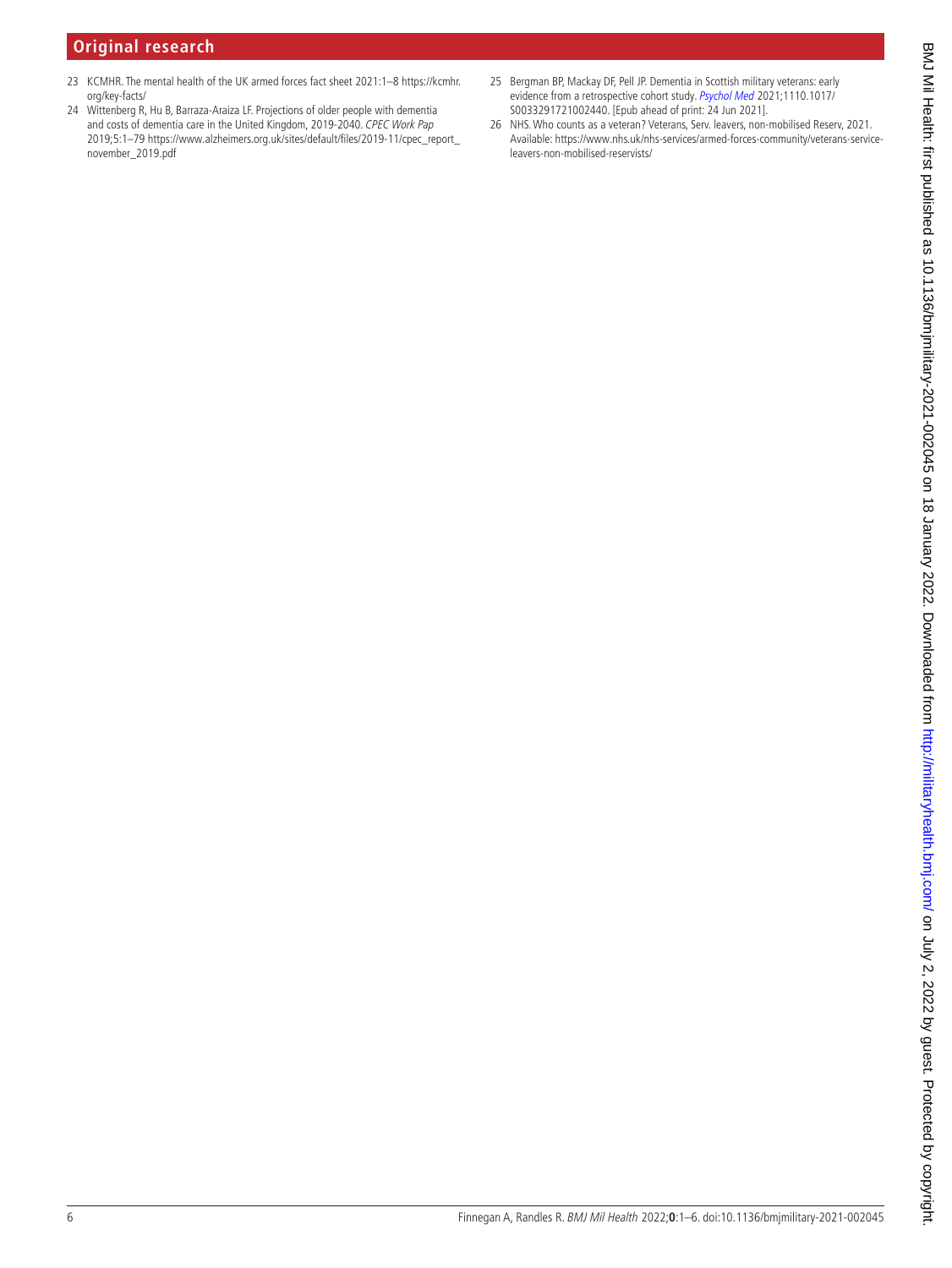23 KCMHR. The mental health of the UK armed forces fact sheet 2021:1–8 https://kcmhr.org/key-facts/

24 Wittenberg R, Hu B, Barraza-Araiza LF. Projections of older people with dementia and costs of dementia care in the United Kingdom, 2019-2040. *CPEC Work Pap* 2019;5:1–79 https://www.alzheimers.org.uk/sites/default/files/2019-11/cpec_report_november_2019.pdf

25 Bergman BP, Mackay DF, Pell JP. Dementia in Scottish military veterans: early evidence from a retrospective cohort study. *Psychol Med* 2021;1110.1017/S0033291721002440. [Epub ahead of print: 24 Jun 2021].

26 NHS. Who counts as a veteran? Veterans, Serv. leavers, non-mobilised Reserv, 2021. Available: https://www.nhs.uk/nhs-services/armed-forces-community/veterans-service-leavers-non-mobilised-reservists/